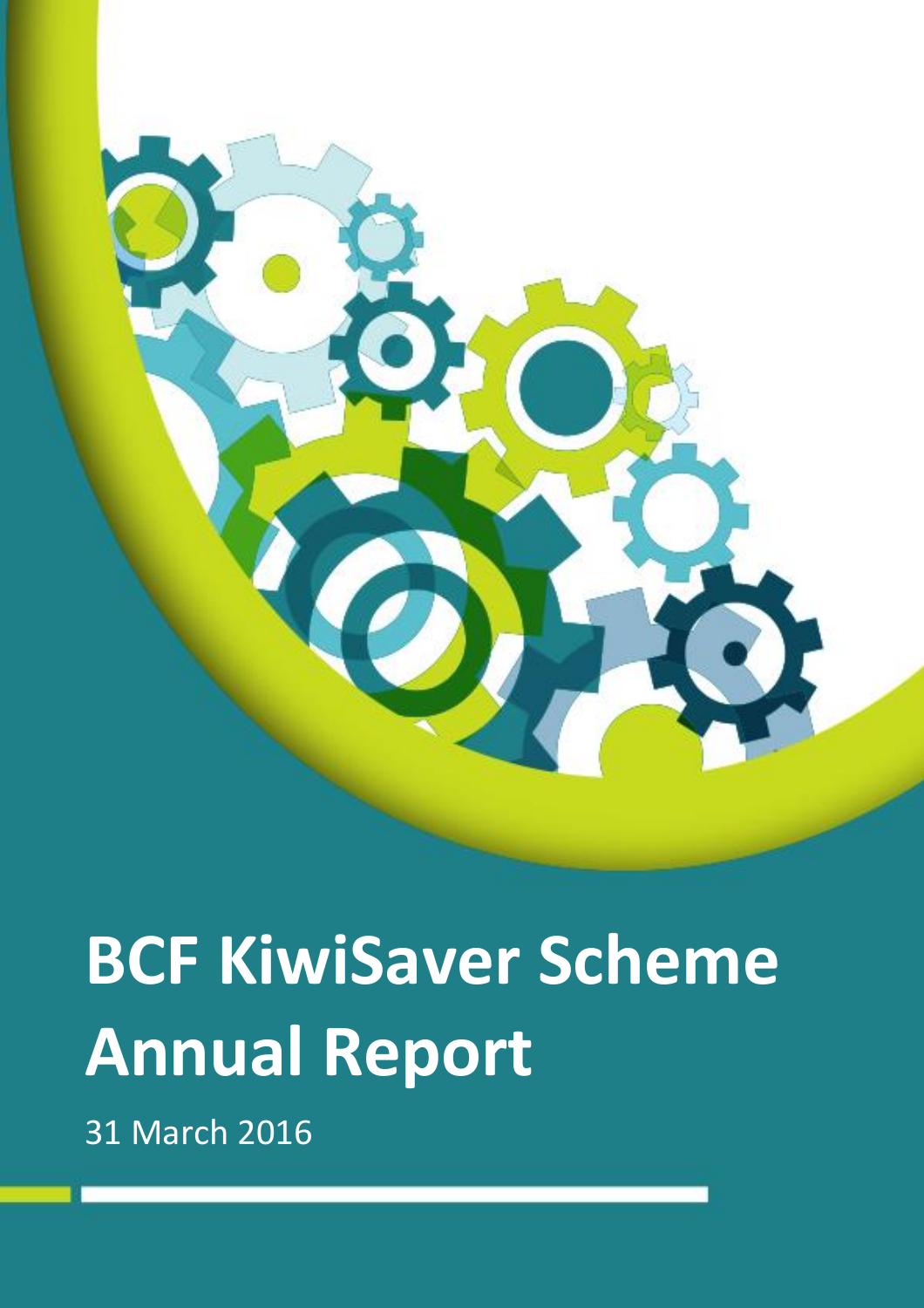# BCF KiwiSaver Scheme Annual Report

31 March 2016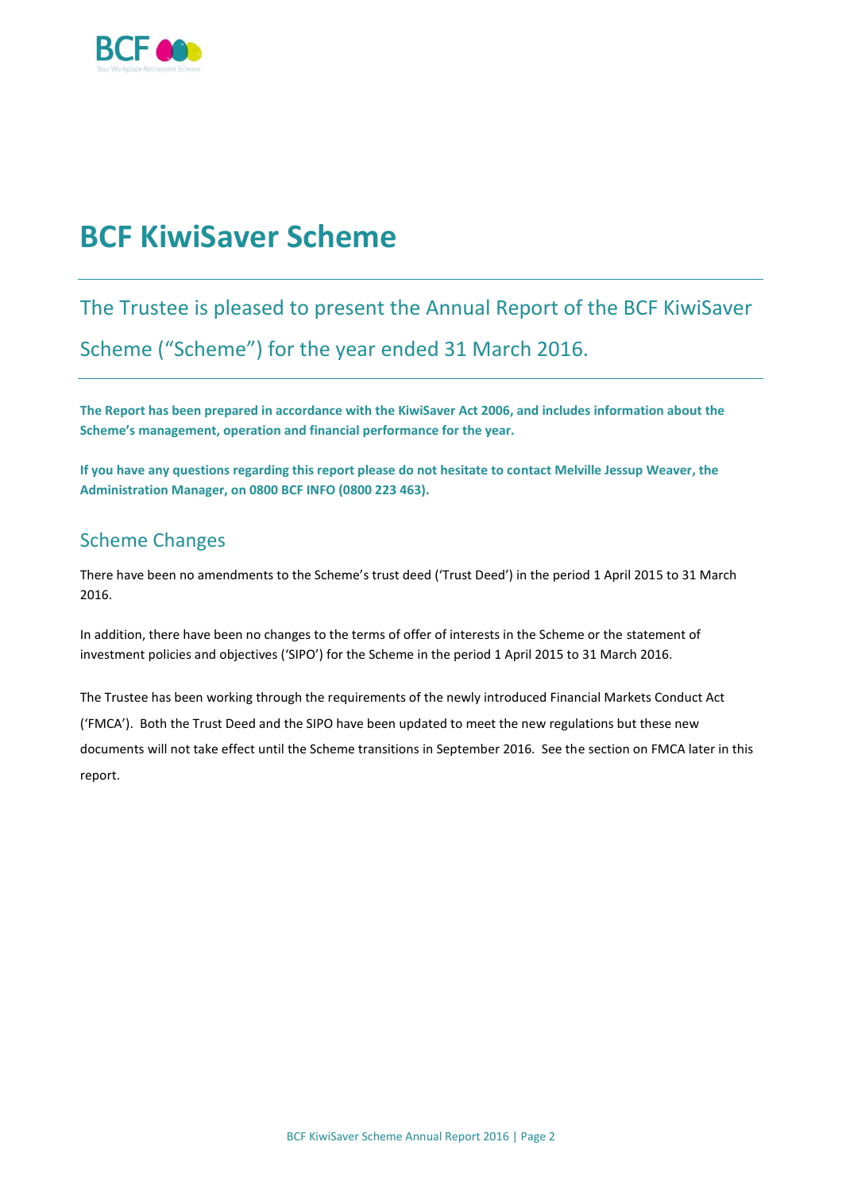# BCF KiwiSaver Scheme

## The Trustee is pleased to present the Annual Report of the BCF KiwiSaver Scheme ("Scheme") for the year ended 31 March 2016.

**The Report has been prepared in accordance with the KiwiSaver Act 2006, and includes information about the Scheme's management, operation and financial performance for the year.**

**If you have any questions regarding this report please do not hesitate to contact Melville Jessup Weaver, the Administration Manager, on 0800 BCF INFO (0800 223 463).**

## Scheme Changes

There have been no amendments to the Scheme's trust deed ('Trust Deed') in the period 1 April 2015 to 31 March 2016.

In addition, there have been no changes to the terms of offer of interests in the Scheme or the statement of investment policies and objectives ('SIPO') for the Scheme in the period 1 April 2015 to 31 March 2016.

The Trustee has been working through the requirements of the newly introduced Financial Markets Conduct Act ('FMCA'). Both the Trust Deed and the SIPO have been updated to meet the new regulations but these new documents will not take effect until the Scheme transitions in September 2016. See the section on FMCA later in this report.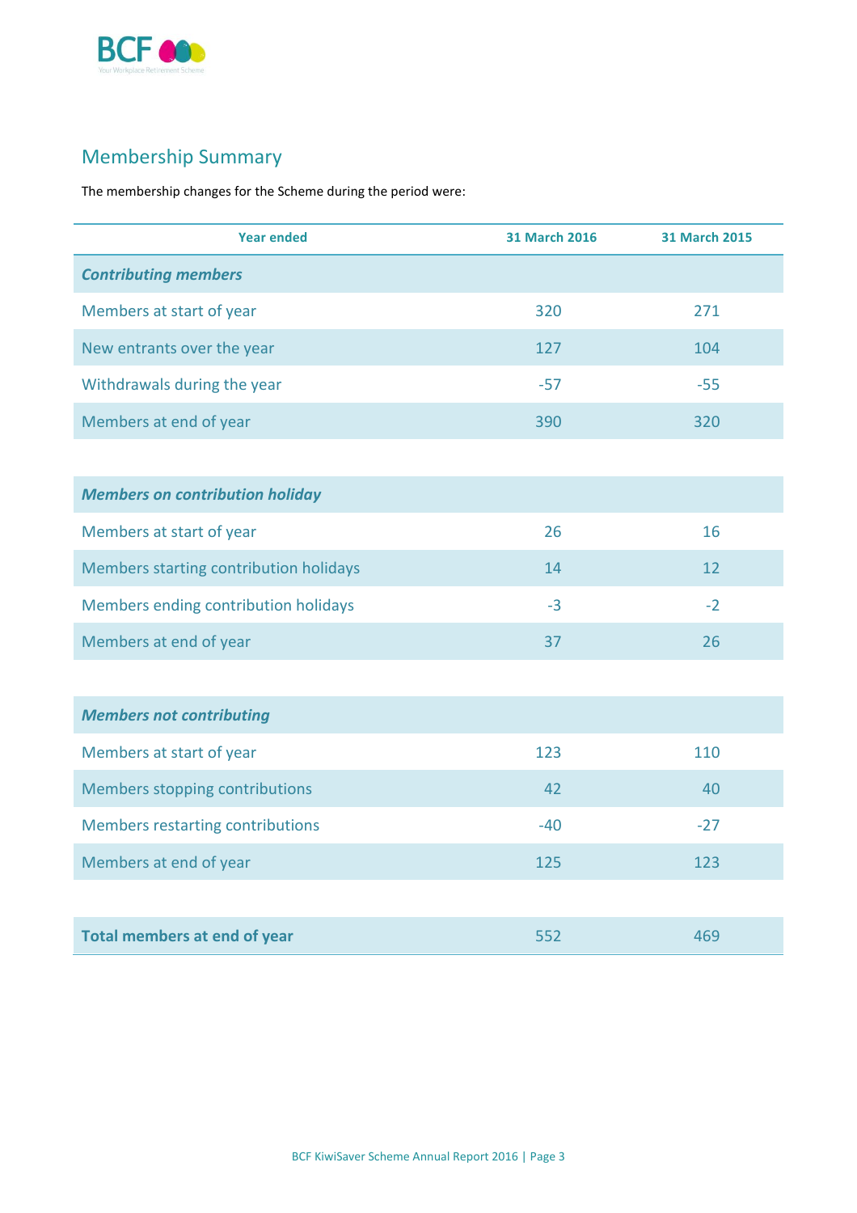## Membership Summary

The membership changes for the Scheme during the period were:

| Year ended | 31 March 2016 | 31 March 2015 |
|---|---|---|
| ***Contributing members*** | | |
| Members at start of year | 320 | 271 |
| New entrants over the year | 127 | 104 |
| Withdrawals during the year | -57 | -55 |
| Members at end of year | 390 | 320 |
| ***Members on contribution holiday*** | | |
| Members at start of year | 26 | 16 |
| Members starting contribution holidays | 14 | 12 |
| Members ending contribution holidays | -3 | -2 |
| Members at end of year | 37 | 26 |
| ***Members not contributing*** | | |
| Members at start of year | 123 | 110 |
| Members stopping contributions | 42 | 40 |
| Members restarting contributions | -40 | -27 |
| Members at end of year | 125 | 123 |
| **Total members at end of year** | 552 | 469 |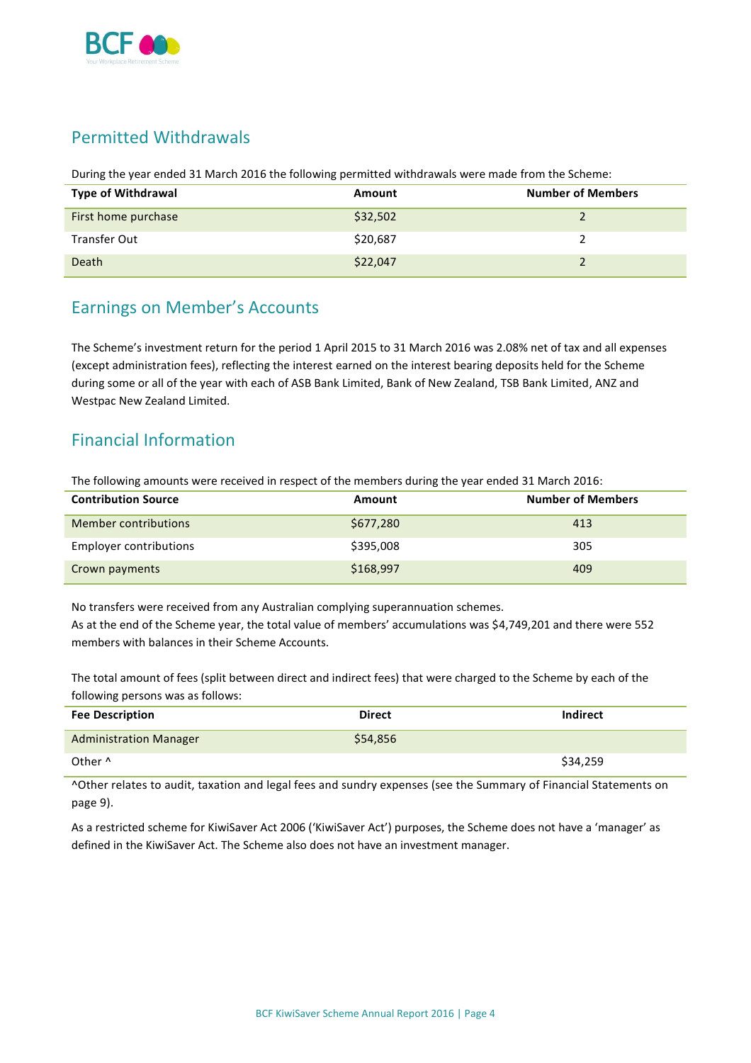## Permitted Withdrawals

During the year ended 31 March 2016 the following permitted withdrawals were made from the Scheme:

| Type of Withdrawal | Amount | Number of Members |
|---|---|---|
| First home purchase | $32,502 | 2 |
| Transfer Out | $20,687 | 2 |
| Death | $22,047 | 2 |

## Earnings on Member's Accounts

The Scheme's investment return for the period 1 April 2015 to 31 March 2016 was 2.08% net of tax and all expenses (except administration fees), reflecting the interest earned on the interest bearing deposits held for the Scheme during some or all of the year with each of ASB Bank Limited, Bank of New Zealand, TSB Bank Limited, ANZ and Westpac New Zealand Limited.

## Financial Information

The following amounts were received in respect of the members during the year ended 31 March 2016:

| Contribution Source | Amount | Number of Members |
|---|---|---|
| Member contributions | $677,280 | 413 |
| Employer contributions | $395,008 | 305 |
| Crown payments | $168,997 | 409 |

No transfers were received from any Australian complying superannuation schemes.
As at the end of the Scheme year, the total value of members' accumulations was $4,749,201 and there were 552 members with balances in their Scheme Accounts.

The total amount of fees (split between direct and indirect fees) that were charged to the Scheme by each of the following persons was as follows:

| Fee Description | Direct | Indirect |
|---|---|---|
| Administration Manager | $54,856 | |
| Other ^ | | $34,259 |

^Other relates to audit, taxation and legal fees and sundry expenses (see the Summary of Financial Statements on page 9).

As a restricted scheme for KiwiSaver Act 2006 ('KiwiSaver Act') purposes, the Scheme does not have a 'manager' as defined in the KiwiSaver Act. The Scheme also does not have an investment manager.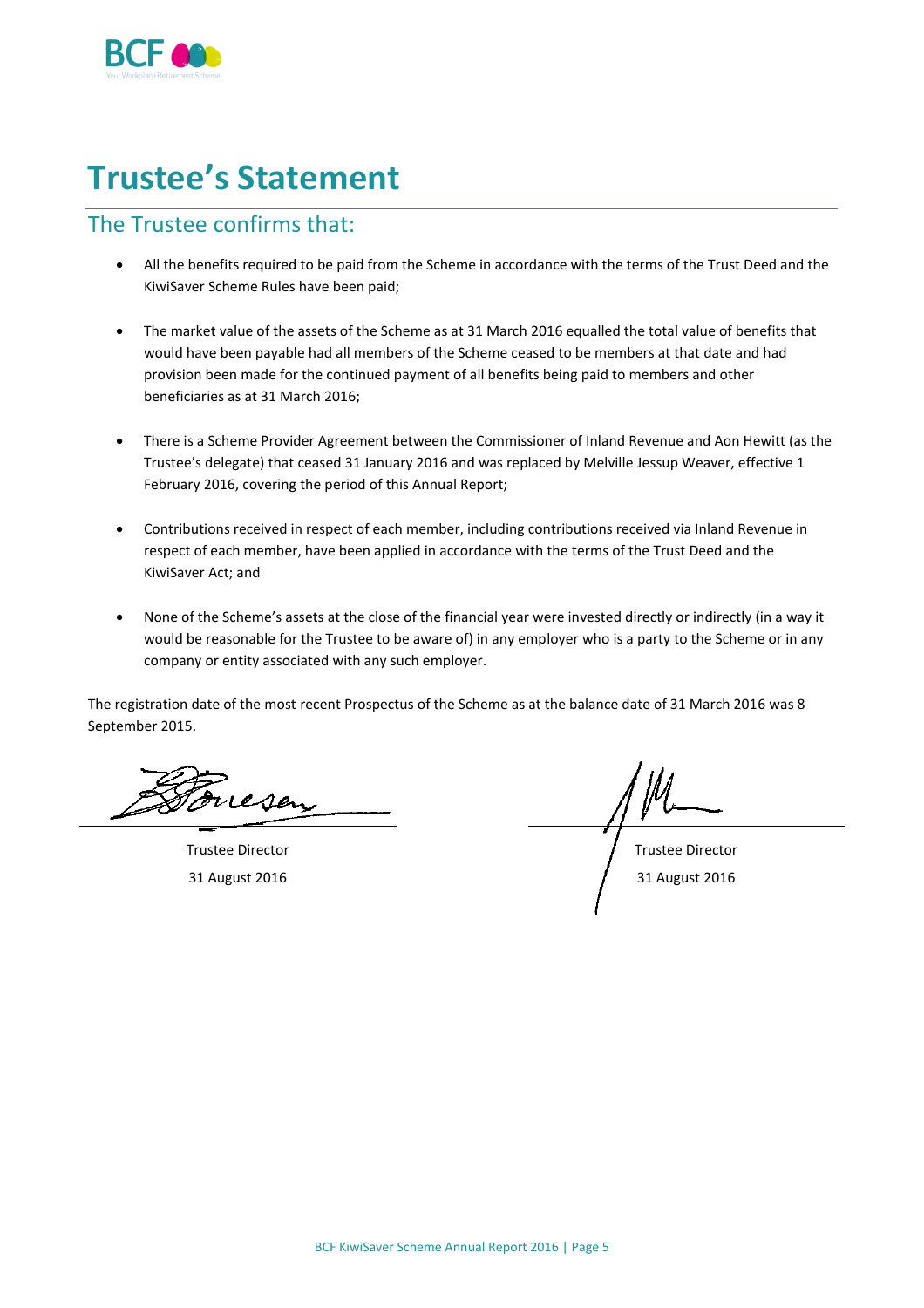# Trustee's Statement

## The Trustee confirms that:

- All the benefits required to be paid from the Scheme in accordance with the terms of the Trust Deed and the KiwiSaver Scheme Rules have been paid;
- The market value of the assets of the Scheme as at 31 March 2016 equalled the total value of benefits that would have been payable had all members of the Scheme ceased to be members at that date and had provision been made for the continued payment of all benefits being paid to members and other beneficiaries as at 31 March 2016;
- There is a Scheme Provider Agreement between the Commissioner of Inland Revenue and Aon Hewitt (as the Trustee's delegate) that ceased 31 January 2016 and was replaced by Melville Jessup Weaver, effective 1 February 2016, covering the period of this Annual Report;
- Contributions received in respect of each member, including contributions received via Inland Revenue in respect of each member, have been applied in accordance with the terms of the Trust Deed and the KiwiSaver Act; and
- None of the Scheme's assets at the close of the financial year were invested directly or indirectly (in a way it would be reasonable for the Trustee to be aware of) in any employer who is a party to the Scheme or in any company or entity associated with any such employer.

The registration date of the most recent Prospectus of the Scheme as at the balance date of 31 March 2016 was 8 September 2015.

Trustee Director
31 August 2016

Trustee Director
31 August 2016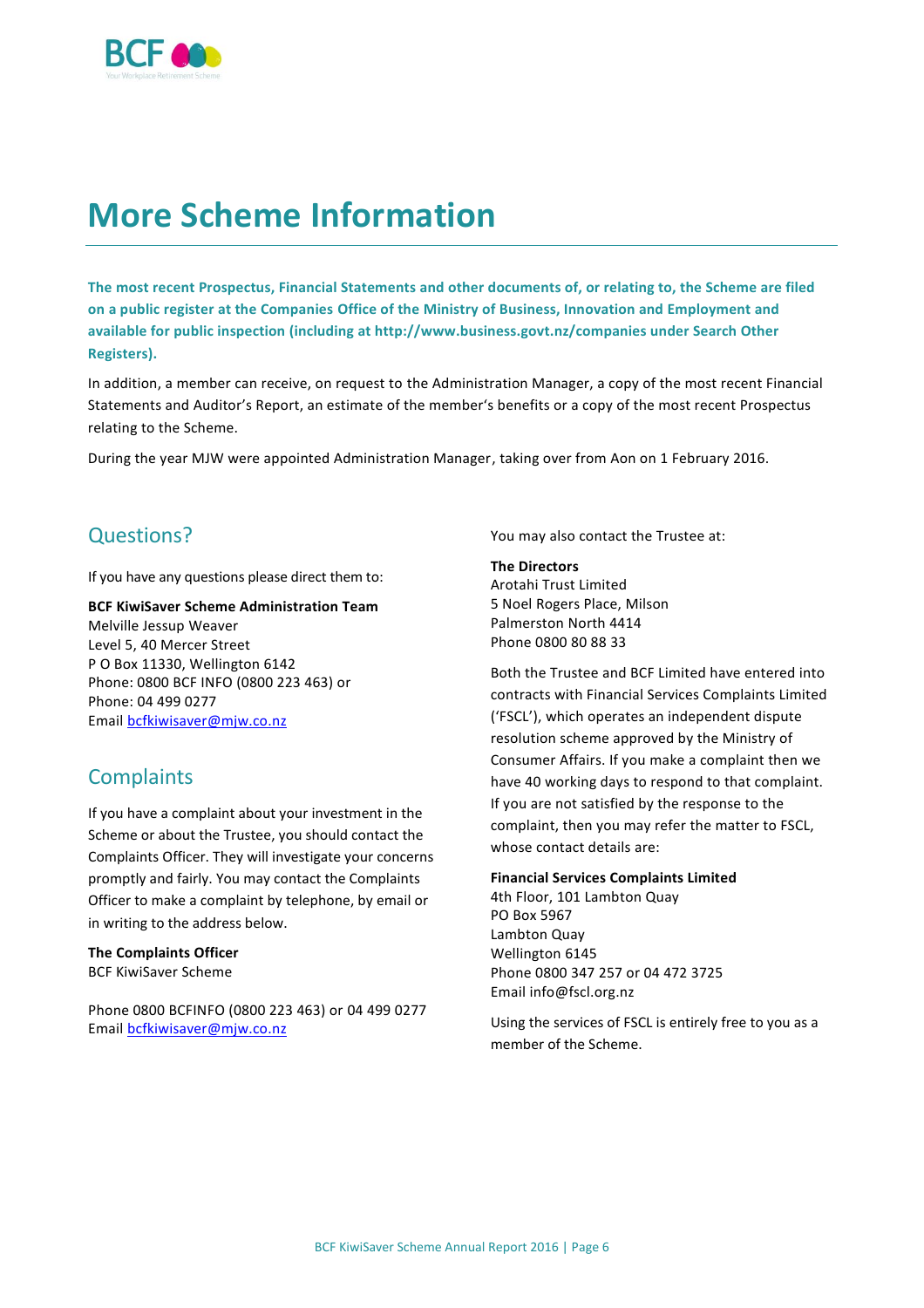# More Scheme Information

**The most recent Prospectus, Financial Statements and other documents of, or relating to, the Scheme are filed on a public register at the Companies Office of the Ministry of Business, Innovation and Employment and available for public inspection (including at http://www.business.govt.nz/companies under Search Other Registers).**

In addition, a member can receive, on request to the Administration Manager, a copy of the most recent Financial Statements and Auditor's Report, an estimate of the member's benefits or a copy of the most recent Prospectus relating to the Scheme.

During the year MJW were appointed Administration Manager, taking over from Aon on 1 February 2016.

## Questions?

If you have any questions please direct them to:

**BCF KiwiSaver Scheme Administration Team**
Melville Jessup Weaver
Level 5, 40 Mercer Street
P O Box 11330, Wellington 6142
Phone: 0800 BCF INFO (0800 223 463) or
Phone: 04 499 0277
Email bcfkiwisaver@mjw.co.nz

## Complaints

If you have a complaint about your investment in the Scheme or about the Trustee, you should contact the Complaints Officer. They will investigate your concerns promptly and fairly. You may contact the Complaints Officer to make a complaint by telephone, by email or in writing to the address below.

**The Complaints Officer**
BCF KiwiSaver Scheme

Phone 0800 BCFINFO (0800 223 463) or 04 499 0277
Email bcfkiwisaver@mjw.co.nz

You may also contact the Trustee at:

**The Directors**
Arotahi Trust Limited
5 Noel Rogers Place, Milson
Palmerston North 4414
Phone 0800 80 88 33

Both the Trustee and BCF Limited have entered into contracts with Financial Services Complaints Limited ('FSCL'), which operates an independent dispute resolution scheme approved by the Ministry of Consumer Affairs. If you make a complaint then we have 40 working days to respond to that complaint. If you are not satisfied by the response to the complaint, then you may refer the matter to FSCL, whose contact details are:

**Financial Services Complaints Limited**
4th Floor, 101 Lambton Quay
PO Box 5967
Lambton Quay
Wellington 6145
Phone 0800 347 257 or 04 472 3725
Email info@fscl.org.nz

Using the services of FSCL is entirely free to you as a member of the Scheme.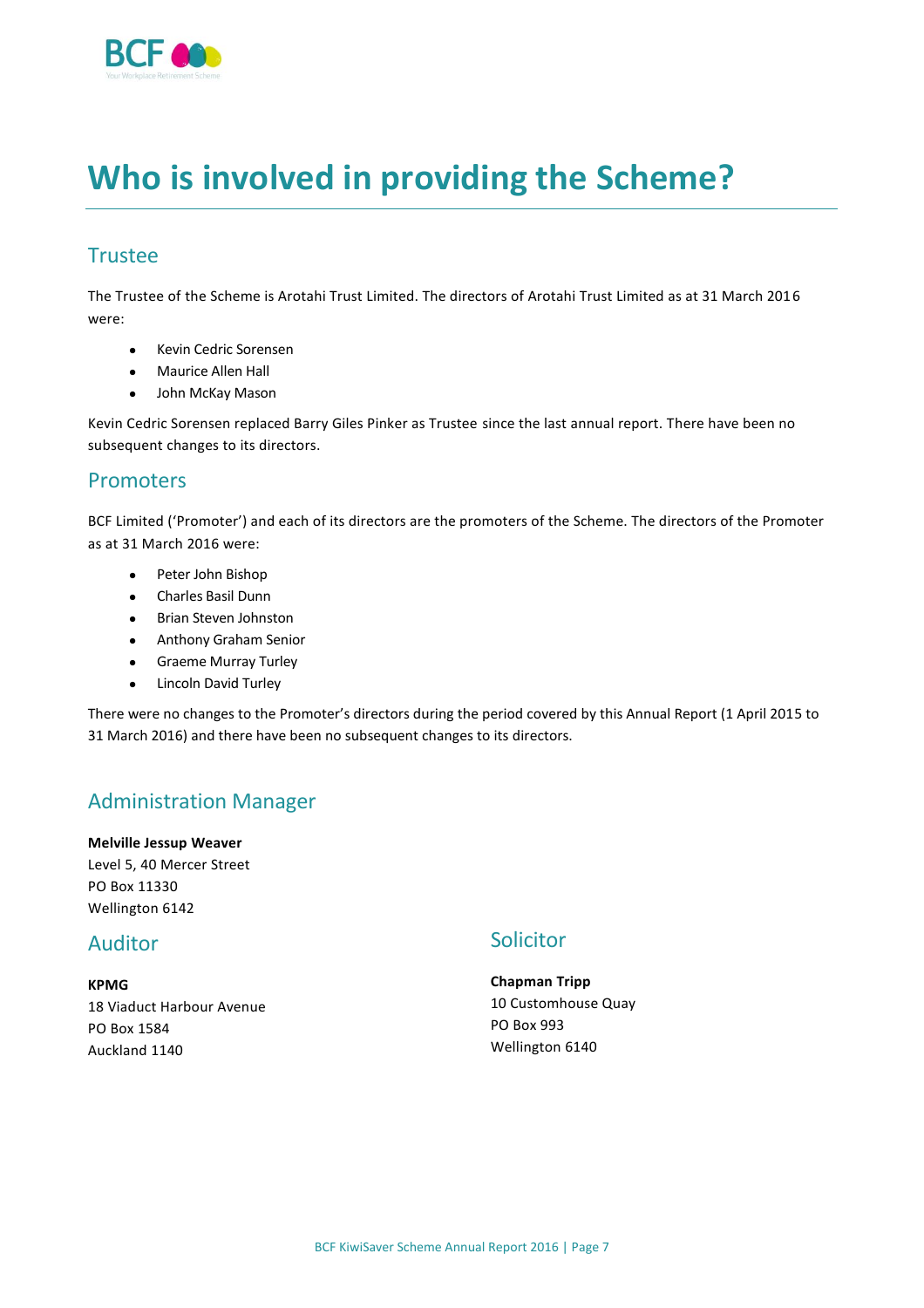# Who is involved in providing the Scheme?

## Trustee

The Trustee of the Scheme is Arotahi Trust Limited. The directors of Arotahi Trust Limited as at 31 March 2016 were:

- Kevin Cedric Sorensen
- Maurice Allen Hall
- John McKay Mason

Kevin Cedric Sorensen replaced Barry Giles Pinker as Trustee since the last annual report. There have been no subsequent changes to its directors.

## Promoters

BCF Limited ('Promoter') and each of its directors are the promoters of the Scheme. The directors of the Promoter as at 31 March 2016 were:

- Peter John Bishop
- Charles Basil Dunn
- Brian Steven Johnston
- Anthony Graham Senior
- Graeme Murray Turley
- Lincoln David Turley

There were no changes to the Promoter's directors during the period covered by this Annual Report (1 April 2015 to 31 March 2016) and there have been no subsequent changes to its directors.

## Administration Manager

**Melville Jessup Weaver**
Level 5, 40 Mercer Street
PO Box 11330
Wellington 6142

## Auditor

**KPMG**
18 Viaduct Harbour Avenue
PO Box 1584
Auckland 1140

## Solicitor

**Chapman Tripp**
10 Customhouse Quay
PO Box 993
Wellington 6140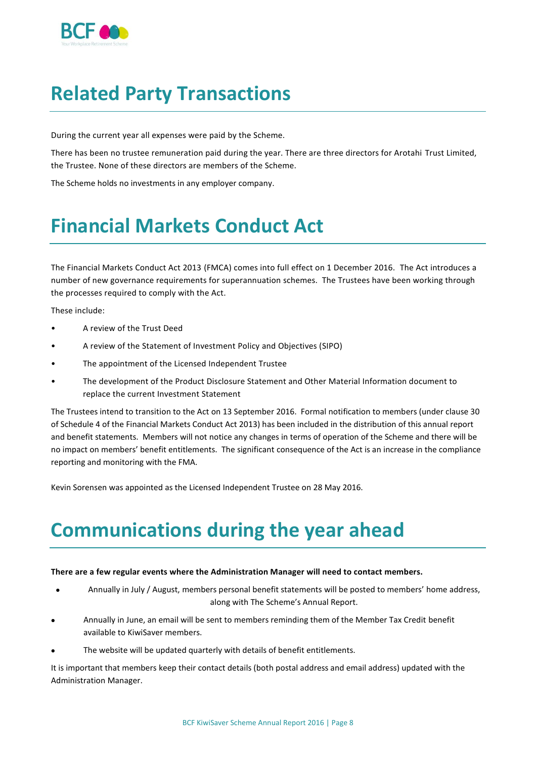# Related Party Transactions

During the current year all expenses were paid by the Scheme.

There has been no trustee remuneration paid during the year. There are three directors for Arotahi Trust Limited, the Trustee. None of these directors are members of the Scheme.

The Scheme holds no investments in any employer company.

# Financial Markets Conduct Act

The Financial Markets Conduct Act 2013 (FMCA) comes into full effect on 1 December 2016. The Act introduces a number of new governance requirements for superannuation schemes. The Trustees have been working through the processes required to comply with the Act.

These include:

- A review of the Trust Deed
- A review of the Statement of Investment Policy and Objectives (SIPO)
- The appointment of the Licensed Independent Trustee
- The development of the Product Disclosure Statement and Other Material Information document to replace the current Investment Statement

The Trustees intend to transition to the Act on 13 September 2016. Formal notification to members (under clause 30 of Schedule 4 of the Financial Markets Conduct Act 2013) has been included in the distribution of this annual report and benefit statements. Members will not notice any changes in terms of operation of the Scheme and there will be no impact on members' benefit entitlements. The significant consequence of the Act is an increase in the compliance reporting and monitoring with the FMA.

Kevin Sorensen was appointed as the Licensed Independent Trustee on 28 May 2016.

# Communications during the year ahead

**There are a few regular events where the Administration Manager will need to contact members.**

- Annually in July / August, members personal benefit statements will be posted to members' home address, along with The Scheme's Annual Report.
- Annually in June, an email will be sent to members reminding them of the Member Tax Credit benefit available to KiwiSaver members.
- The website will be updated quarterly with details of benefit entitlements.

It is important that members keep their contact details (both postal address and email address) updated with the Administration Manager.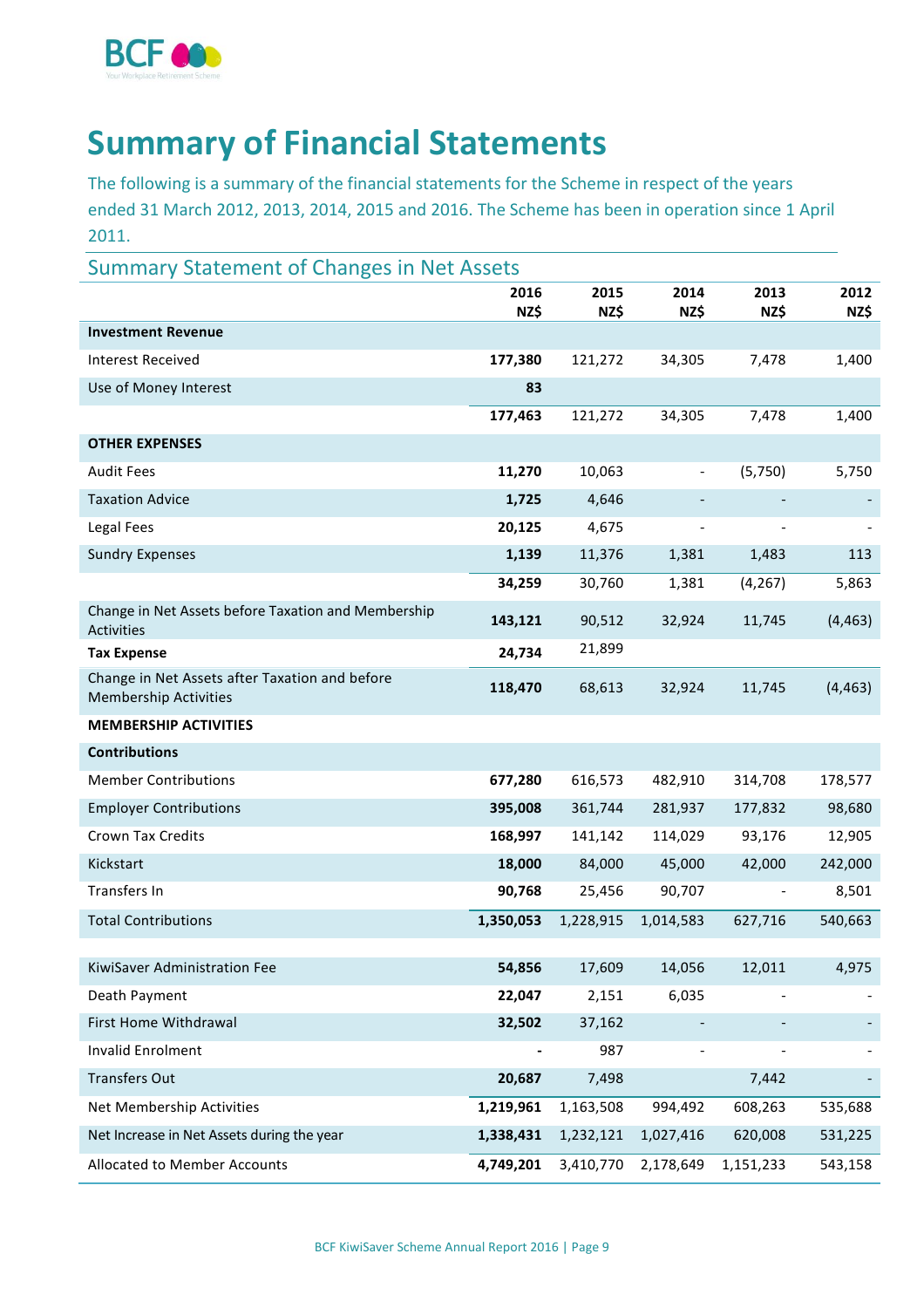# Summary of Financial Statements

The following is a summary of the financial statements for the Scheme in respect of the years ended 31 March 2012, 2013, 2014, 2015 and 2016. The Scheme has been in operation since 1 April 2011.

## Summary Statement of Changes in Net Assets

| | 2016 NZ$ | 2015 NZ$ | 2014 NZ$ | 2013 NZ$ | 2012 NZ$ |
|---|---|---|---|---|---|
| **Investment Revenue** | | | | | |
| Interest Received | **177,380** | 121,272 | 34,305 | 7,478 | 1,400 |
| Use of Money Interest | **83** | | | | |
| | **177,463** | 121,272 | 34,305 | 7,478 | 1,400 |
| **OTHER EXPENSES** | | | | | |
| Audit Fees | **11,270** | 10,063 | - | (5,750) | 5,750 |
| Taxation Advice | **1,725** | 4,646 | - | - | - |
| Legal Fees | **20,125** | 4,675 | - | - | - |
| Sundry Expenses | **1,139** | 11,376 | 1,381 | 1,483 | 113 |
| | **34,259** | 30,760 | 1,381 | (4,267) | 5,863 |
| Change in Net Assets before Taxation and Membership Activities | **143,121** | 90,512 | 32,924 | 11,745 | (4,463) |
| **Tax Expense** | **24,734** | 21,899 | | | |
| Change in Net Assets after Taxation and before Membership Activities | **118,470** | 68,613 | 32,924 | 11,745 | (4,463) |
| **MEMBERSHIP ACTIVITIES** | | | | | |
| **Contributions** | | | | | |
| Member Contributions | **677,280** | 616,573 | 482,910 | 314,708 | 178,577 |
| Employer Contributions | **395,008** | 361,744 | 281,937 | 177,832 | 98,680 |
| Crown Tax Credits | **168,997** | 141,142 | 114,029 | 93,176 | 12,905 |
| Kickstart | **18,000** | 84,000 | 45,000 | 42,000 | 242,000 |
| Transfers In | **90,768** | 25,456 | 90,707 | - | 8,501 |
| Total Contributions | **1,350,053** | 1,228,915 | 1,014,583 | 627,716 | 540,663 |
| | | | | | |
| KiwiSaver Administration Fee | **54,856** | 17,609 | 14,056 | 12,011 | 4,975 |
| Death Payment | **22,047** | 2,151 | 6,035 | - | - |
| First Home Withdrawal | **32,502** | 37,162 | - | - | - |
| Invalid Enrolment | **-** | 987 | - | - | - |
| Transfers Out | **20,687** | 7,498 | | 7,442 | - |
| Net Membership Activities | **1,219,961** | 1,163,508 | 994,492 | 608,263 | 535,688 |
| Net Increase in Net Assets during the year | **1,338,431** | 1,232,121 | 1,027,416 | 620,008 | 531,225 |
| Allocated to Member Accounts | **4,749,201** | 3,410,770 | 2,178,649 | 1,151,233 | 543,158 |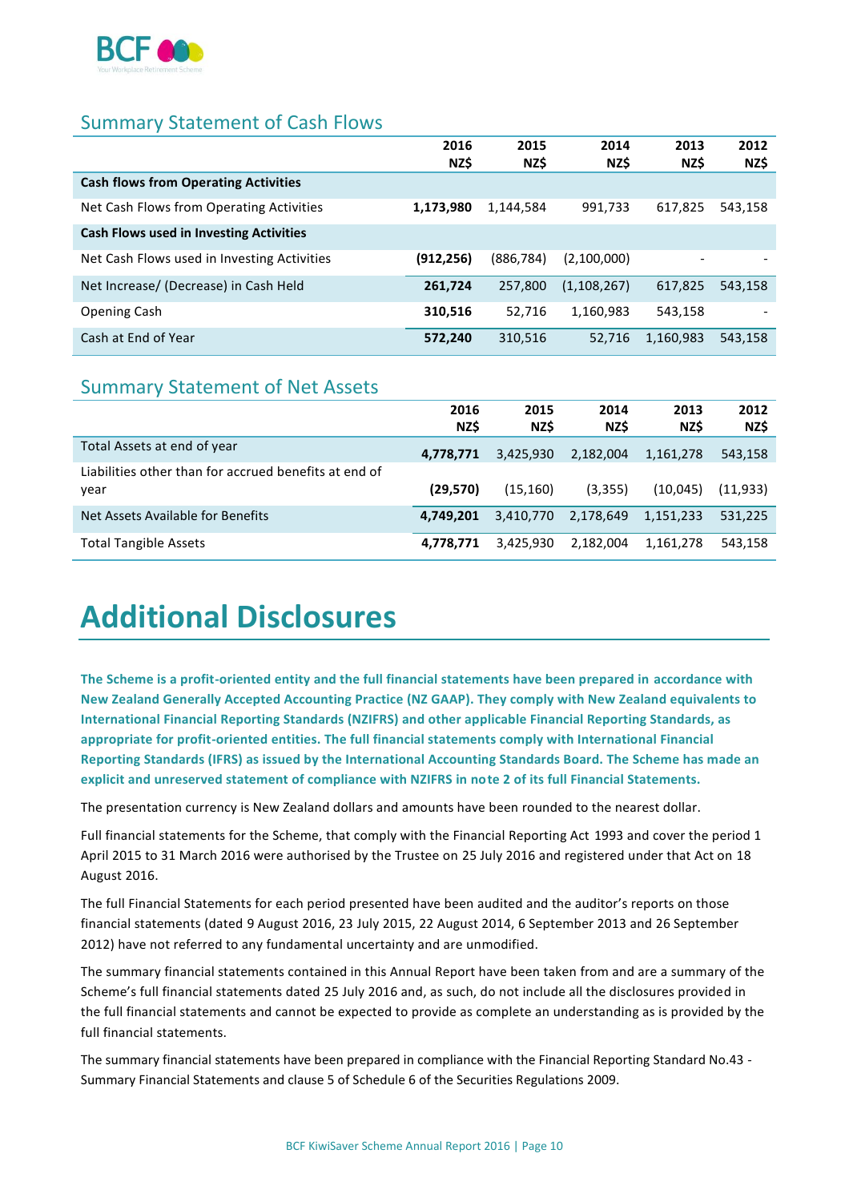## Summary Statement of Cash Flows

| | 2016 NZ$ | 2015 NZ$ | 2014 NZ$ | 2013 NZ$ | 2012 NZ$ |
|---|---|---|---|---|---|
| **Cash flows from Operating Activities** | | | | | |
| Net Cash Flows from Operating Activities | **1,173,980** | 1,144,584 | 991,733 | 617,825 | 543,158 |
| **Cash Flows used in Investing Activities** | | | | | |
| Net Cash Flows used in Investing Activities | **(912,256)** | (886,784) | (2,100,000) | - | - |
| Net Increase/ (Decrease) in Cash Held | **261,724** | 257,800 | (1,108,267) | 617,825 | 543,158 |
| Opening Cash | **310,516** | 52,716 | 1,160,983 | 543,158 | - |
| Cash at End of Year | **572,240** | 310,516 | 52,716 | 1,160,983 | 543,158 |

## Summary Statement of Net Assets

| | 2016 NZ$ | 2015 NZ$ | 2014 NZ$ | 2013 NZ$ | 2012 NZ$ |
|---|---|---|---|---|---|
| Total Assets at end of year | **4,778,771** | 3,425,930 | 2,182,004 | 1,161,278 | 543,158 |
| Liabilities other than for accrued benefits at end of year | **(29,570)** | (15,160) | (3,355) | (10,045) | (11,933) |
| Net Assets Available for Benefits | **4,749,201** | 3,410,770 | 2,178,649 | 1,151,233 | 531,225 |
| Total Tangible Assets | **4,778,771** | 3,425,930 | 2,182,004 | 1,161,278 | 543,158 |

# Additional Disclosures

**The Scheme is a profit-oriented entity and the full financial statements have been prepared in accordance with New Zealand Generally Accepted Accounting Practice (NZ GAAP). They comply with New Zealand equivalents to International Financial Reporting Standards (NZIFRS) and other applicable Financial Reporting Standards, as appropriate for profit-oriented entities. The full financial statements comply with International Financial Reporting Standards (IFRS) as issued by the International Accounting Standards Board. The Scheme has made an explicit and unreserved statement of compliance with NZIFRS in note 2 of its full Financial Statements.**

The presentation currency is New Zealand dollars and amounts have been rounded to the nearest dollar.

Full financial statements for the Scheme, that comply with the Financial Reporting Act 1993 and cover the period 1 April 2015 to 31 March 2016 were authorised by the Trustee on 25 July 2016 and registered under that Act on 18 August 2016.

The full Financial Statements for each period presented have been audited and the auditor's reports on those financial statements (dated 9 August 2016, 23 July 2015, 22 August 2014, 6 September 2013 and 26 September 2012) have not referred to any fundamental uncertainty and are unmodified.

The summary financial statements contained in this Annual Report have been taken from and are a summary of the Scheme's full financial statements dated 25 July 2016 and, as such, do not include all the disclosures provided in the full financial statements and cannot be expected to provide as complete an understanding as is provided by the full financial statements.

The summary financial statements have been prepared in compliance with the Financial Reporting Standard No.43 - Summary Financial Statements and clause 5 of Schedule 6 of the Securities Regulations 2009.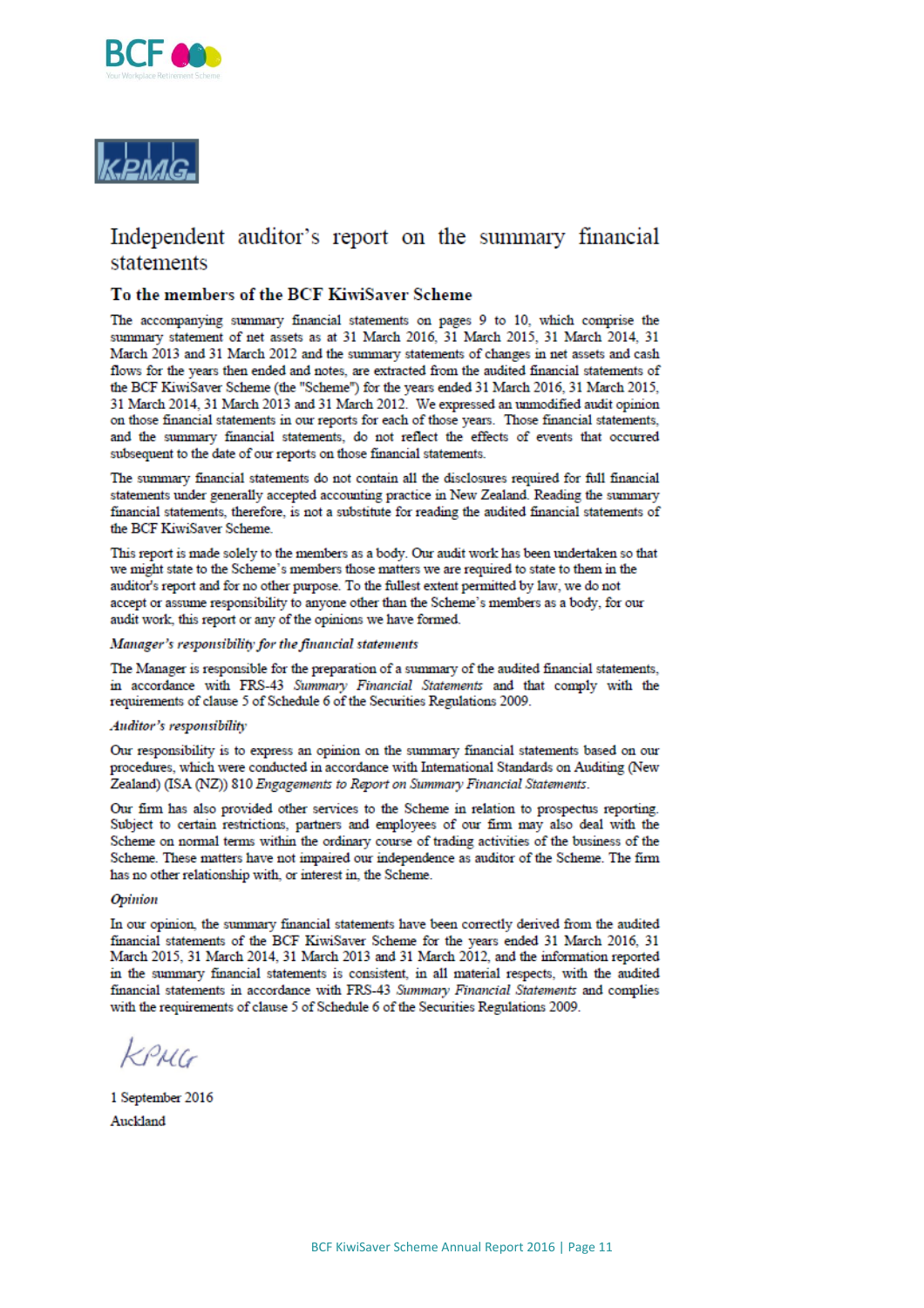# Independent auditor's report on the summary financial statements

## To the members of the BCF KiwiSaver Scheme

The accompanying summary financial statements on pages 9 to 10, which comprise the summary statement of net assets as at 31 March 2016, 31 March 2015, 31 March 2014, 31 March 2013 and 31 March 2012 and the summary statements of changes in net assets and cash flows for the years then ended and notes, are extracted from the audited financial statements of the BCF KiwiSaver Scheme (the "Scheme") for the years ended 31 March 2016, 31 March 2015, 31 March 2014, 31 March 2013 and 31 March 2012. We expressed an unmodified audit opinion on those financial statements in our reports for each of those years. Those financial statements, and the summary financial statements, do not reflect the effects of events that occurred subsequent to the date of our reports on those financial statements.

The summary financial statements do not contain all the disclosures required for full financial statements under generally accepted accounting practice in New Zealand. Reading the summary financial statements, therefore, is not a substitute for reading the audited financial statements of the BCF KiwiSaver Scheme.

This report is made solely to the members as a body. Our audit work has been undertaken so that we might state to the Scheme's members those matters we are required to state to them in the auditor's report and for no other purpose. To the fullest extent permitted by law, we do not accept or assume responsibility to anyone other than the Scheme's members as a body, for our audit work, this report or any of the opinions we have formed.

### *Manager's responsibility for the financial statements*

The Manager is responsible for the preparation of a summary of the audited financial statements, in accordance with FRS-43 *Summary Financial Statements* and that comply with the requirements of clause 5 of Schedule 6 of the Securities Regulations 2009.

### *Auditor's responsibility*

Our responsibility is to express an opinion on the summary financial statements based on our procedures, which were conducted in accordance with International Standards on Auditing (New Zealand) (ISA (NZ)) 810 *Engagements to Report on Summary Financial Statements*.

Our firm has also provided other services to the Scheme in relation to prospectus reporting. Subject to certain restrictions, partners and employees of our firm may also deal with the Scheme on normal terms within the ordinary course of trading activities of the business of the Scheme. These matters have not impaired our independence as auditor of the Scheme. The firm has no other relationship with, or interest in, the Scheme.

### *Opinion*

In our opinion, the summary financial statements have been correctly derived from the audited financial statements of the BCF KiwiSaver Scheme for the years ended 31 March 2016, 31 March 2015, 31 March 2014, 31 March 2013 and 31 March 2012, and the information reported in the summary financial statements is consistent, in all material respects, with the audited financial statements in accordance with FRS-43 *Summary Financial Statements* and complies with the requirements of clause 5 of Schedule 6 of the Securities Regulations 2009.

KPMG

1 September 2016

Auckland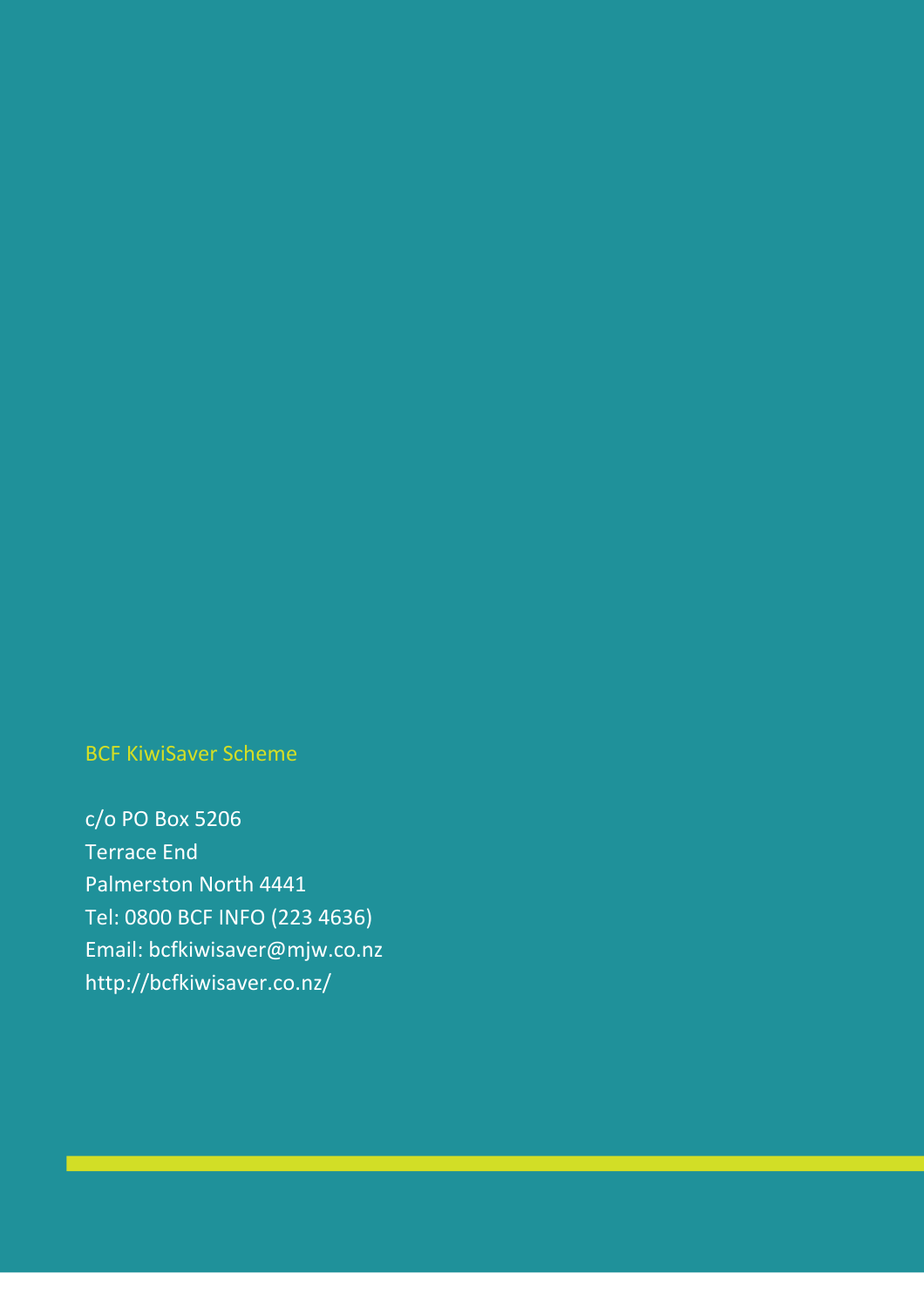BCF KiwiSaver Scheme

c/o PO Box 5206
Terrace End
Palmerston North 4441
Tel: 0800 BCF INFO (223 4636)
Email: bcfkiwisaver@mjw.co.nz
http://bcfkiwisaver.co.nz/